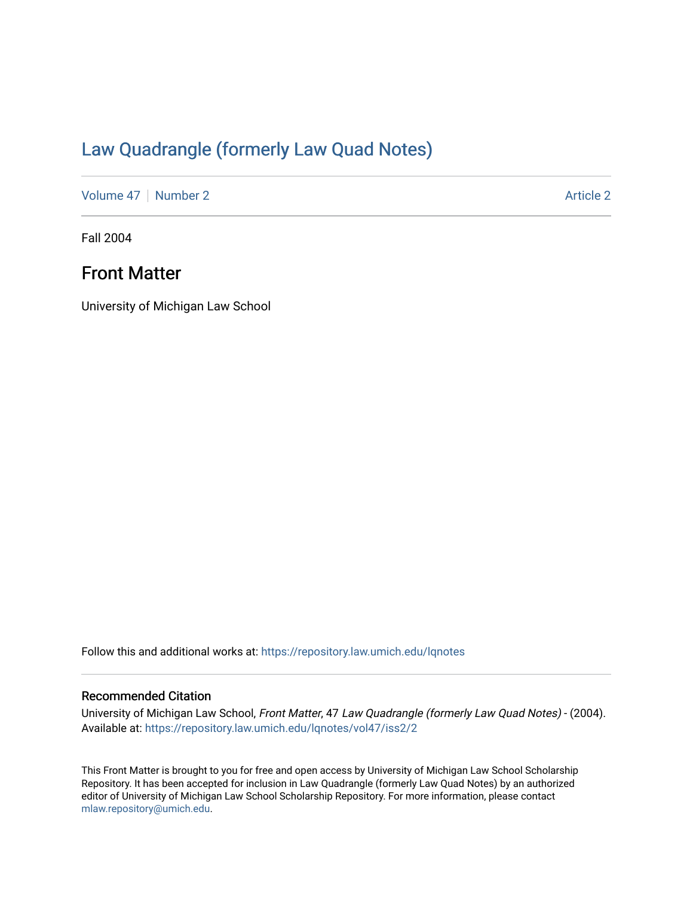# Law Quadrangle (formerly Law Quad Notes)

Volume 47 | Number 2 Article 2

Fall 2004

## Front Matter

University of Michigan Law School

Follow this and additional works at: https://repository.law.umich.edu/lqnotes

### Recommended Citation

University of Michigan Law School, *Front Matter*, 47 *Law Quadrangle (formerly Law Quad Notes)* - (2004). Available at: https://repository.law.umich.edu/lqnotes/vol47/iss2/2

This Front Matter is brought to you for free and open access by University of Michigan Law School Scholarship Repository. It has been accepted for inclusion in Law Quadrangle (formerly Law Quad Notes) by an authorized editor of University of Michigan Law School Scholarship Repository. For more information, please contact mlaw.repository@umich.edu.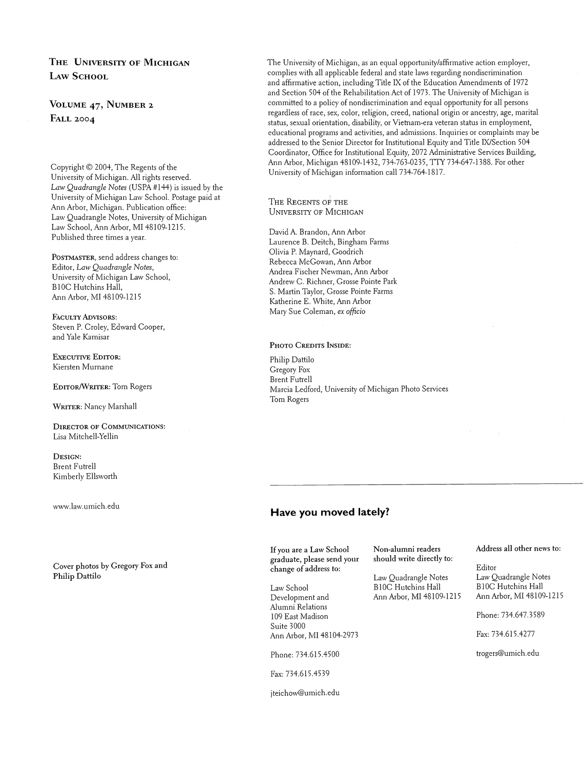**The University of Michigan Law School**

**Volume 47, Number 2**
**Fall 2004**

Copyright © 2004, The Regents of the University of Michigan. All rights reserved. *Law Quadrangle Notes* (USPA #144) is issued by the University of Michigan Law School. Postage paid at Ann Arbor, Michigan. Publication office: Law Quadrangle Notes, University of Michigan Law School, Ann Arbor, MI 48109-1215. Published three times a year.

**Postmaster**, send address changes to:
Editor, *Law Quadrangle Notes,*
University of Michigan Law School,
B10C Hutchins Hall,
Ann Arbor, MI 48109-1215

**Faculty Advisors:**
Steven P. Croley, Edward Cooper, and Yale Kamisar

**Executive Editor:**
Kiersten Murnane

**Editor/Writer:** Tom Rogers

**Writer:** Nancy Marshall

**Director of Communications:**
Lisa Mitchell-Yellin

**Design:**
Brent Futrell
Kimberly Ellsworth

www.law.umich.edu

Cover photos by Gregory Fox and Philip Dattilo

The University of Michigan, as an equal opportunity/affirmative action employer, complies with all applicable federal and state laws regarding nondiscrimination and affirmative action, including Title IX of the Education Amendments of 1972 and Section 504 of the Rehabilitation Act of 1973. The University of Michigan is committed to a policy of nondiscrimination and equal opportunity for all persons regardless of race, sex, color, religion, creed, national origin or ancestry, age, marital status, sexual orientation, disability, or Vietnam-era veteran status in employment, educational programs and activities, and admissions. Inquiries or complaints may be addressed to the Senior Director for Institutional Equity and Title IX/Section 504 Coordinator, Office for Institutional Equity, 2072 Administrative Services Building, Ann Arbor, Michigan 48109-1432, 734-763-0235, TTY 734-647-1388. For other University of Michigan information call 734-764-1817.

**The Regents of the University of Michigan**

David A. Brandon, Ann Arbor
Laurence B. Deitch, Bingham Farms
Olivia P. Maynard, Goodrich
Rebecca McGowan, Ann Arbor
Andrea Fischer Newman, Ann Arbor
Andrew C. Richner, Grosse Pointe Park
S. Martin Taylor, Grosse Pointe Farms
Katherine E. White, Ann Arbor
Mary Sue Coleman, *ex officio*

**Photo Credits Inside:**

Philip Dattilo
Gregory Fox
Brent Futrell
Marcia Ledford, University of Michigan Photo Services
Tom Rogers

## Have you moved lately?

If you are a Law School graduate, please send your change of address to:

Law School
Development and Alumni Relations
109 East Madison
Suite 3000
Ann Arbor, MI 48104-2973

Phone: 734.615.4500

Fax: 734.615.4539

jteichow@umich.edu

Non-alumni readers should write directly to:

Law Quadrangle Notes
B10C Hutchins Hall
Ann Arbor, MI 48109-1215

Address all other news to:

Editor
Law Quadrangle Notes
B10C Hutchins Hall
Ann Arbor, MI 48109-1215

Phone: 734.647.3589

Fax: 734.615.4277

trogers@umich.edu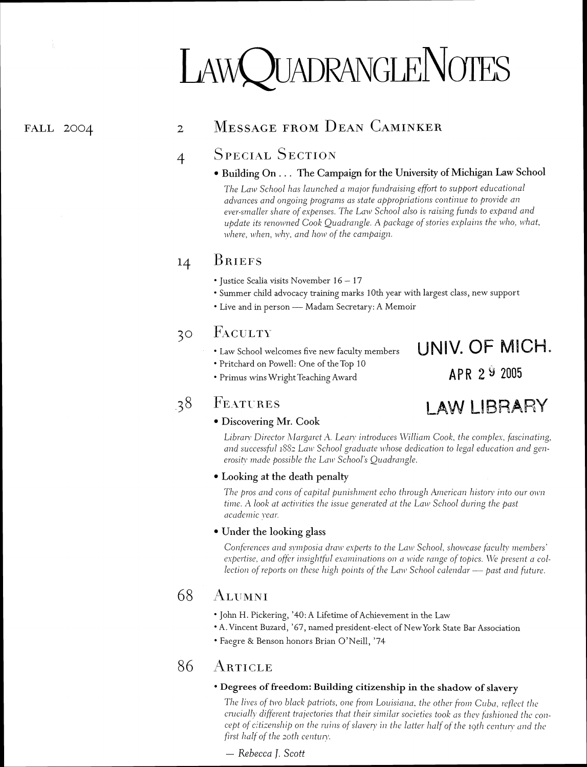# LawQuadrangleNotes

FALL 2004

## 2 Message from Dean Caminker

## 4 Special Section

- **Building On . . . The Campaign for the University of Michigan Law School**

  *The Law School has launched a major fundraising effort to support educational advances and ongoing programs as state appropriations continue to provide an ever-smaller share of expenses. The Law School also is raising funds to expand and update its renowned Cook Quadrangle. A package of stories explains the who, what, where, when, why, and how of the campaign.*

## 14 Briefs

- Justice Scalia visits November 16 – 17
- Summer child advocacy training marks 10th year with largest class, new support
- Live and in person — Madam Secretary: A Memoir

## 30 Faculty

- Law School welcomes five new faculty members
- Pritchard on Powell: One of the Top 10
- Primus wins Wright Teaching Award

UNIV. OF MICH.

APR 29 2005

LAW LIBRARY

## 38 Features

- **Discovering Mr. Cook**

  *Library Director Margaret A. Leary introduces William Cook, the complex, fascinating, and successful 1882 Law School graduate whose dedication to legal education and generosity made possible the Law School's Quadrangle.*

- **Looking at the death penalty**

  *The pros and cons of capital punishment echo through American history into our own time. A look at activities the issue generated at the Law School during the past academic year.*

- **Under the looking glass**

  *Conferences and symposia draw experts to the Law School, showcase faculty members' expertise, and offer insightful examinations on a wide range of topics. We present a collection of reports on these high points of the Law School calendar — past and future.*

## 68 Alumni

- John H. Pickering, '40: A Lifetime of Achievement in the Law
- A. Vincent Buzard, '67, named president-elect of New York State Bar Association
- Faegre & Benson honors Brian O'Neill, '74

## 86 Article

- **Degrees of freedom: Building citizenship in the shadow of slavery**

  *The lives of two black patriots, one from Louisiana, the other from Cuba, reflect the crucially different trajectories that their similar societies took as they fashioned the concept of citizenship on the ruins of slavery in the latter half of the 19th century and the first half of the 20th century.*

  *— Rebecca J. Scott*